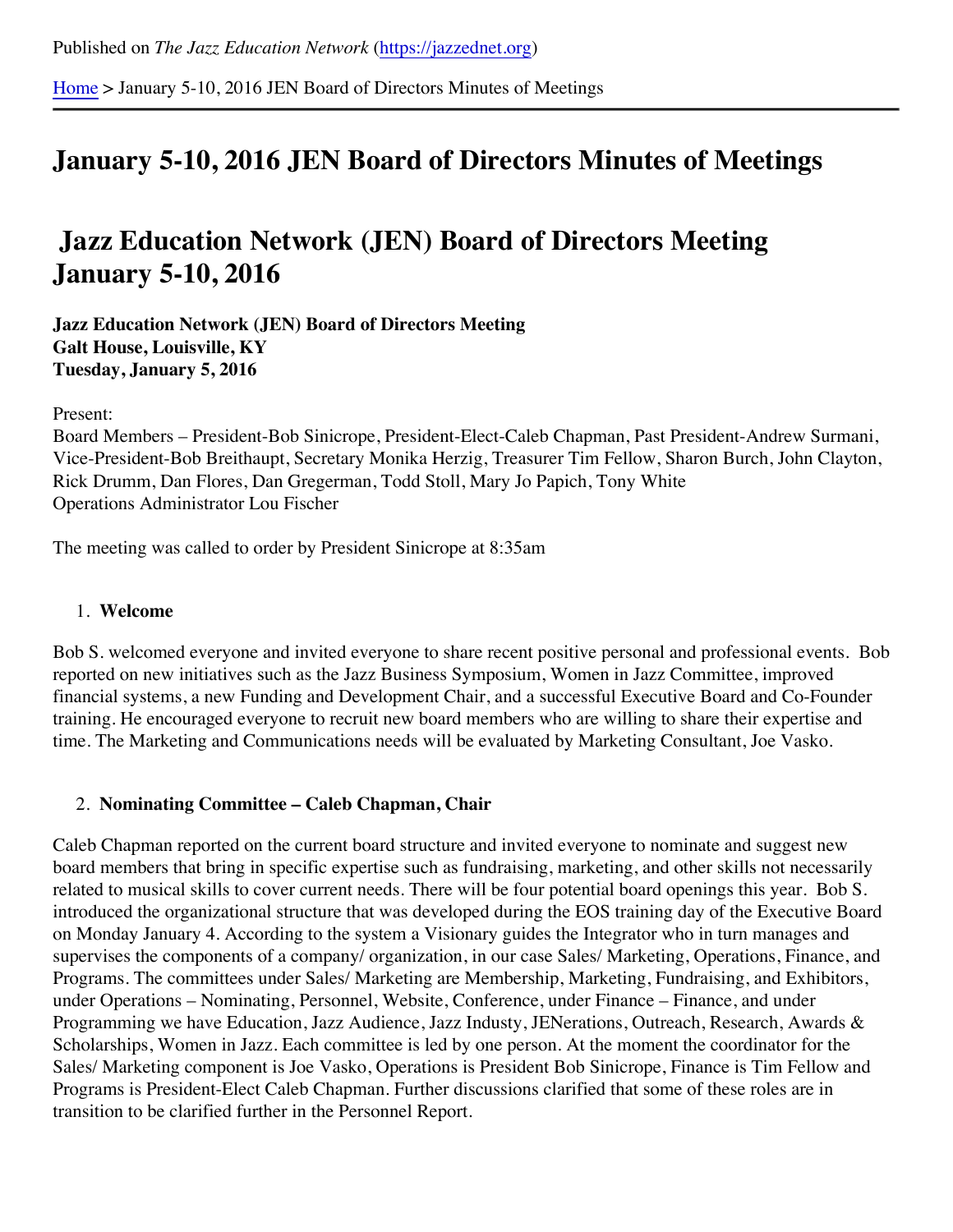Published on *The Jazz Education Network* (https://jazzednet.org)

Home > January 5-10, 2016 JEN Board of Directors Minutes of Meetings

# January 5-10, 2016 JEN Board of Directors Minutes of Meetings

# Jazz Education Network (JEN) Board of Directors Meeting January 5-10, 2016

**Jazz Education Network (JEN) Board of Directors Meeting**
**Galt House, Louisville, KY**
**Tuesday, January 5, 2016**

Present:
Board Members – President-Bob Sinicrope, President-Elect-Caleb Chapman, Past President-Andrew Surmani, Vice-President-Bob Breithaupt, Secretary Monika Herzig, Treasurer Tim Fellow, Sharon Burch, John Clayton, Rick Drumm, Dan Flores, Dan Gregerman, Todd Stoll, Mary Jo Papich, Tony White
Operations Administrator Lou Fischer

The meeting was called to order by President Sinicrope at 8:35am

1. **Welcome**

Bob S. welcomed everyone and invited everyone to share recent positive personal and professional events. Bob reported on new initiatives such as the Jazz Business Symposium, Women in Jazz Committee, improved financial systems, a new Funding and Development Chair, and a successful Executive Board and Co-Founder training. He encouraged everyone to recruit new board members who are willing to share their expertise and time. The Marketing and Communications needs will be evaluated by Marketing Consultant, Joe Vasko.

2. **Nominating Committee – Caleb Chapman, Chair**

Caleb Chapman reported on the current board structure and invited everyone to nominate and suggest new board members that bring in specific expertise such as fundraising, marketing, and other skills not necessarily related to musical skills to cover current needs. There will be four potential board openings this year. Bob S. introduced the organizational structure that was developed during the EOS training day of the Executive Board on Monday January 4. According to the system a Visionary guides the Integrator who in turn manages and supervises the components of a company/ organization, in our case Sales/ Marketing, Operations, Finance, and Programs. The committees under Sales/ Marketing are Membership, Marketing, Fundraising, and Exhibitors, under Operations – Nominating, Personnel, Website, Conference, under Finance – Finance, and under Programming we have Education, Jazz Audience, Jazz Industy, JENerations, Outreach, Research, Awards & Scholarships, Women in Jazz. Each committee is led by one person. At the moment the coordinator for the Sales/ Marketing component is Joe Vasko, Operations is President Bob Sinicrope, Finance is Tim Fellow and Programs is President-Elect Caleb Chapman. Further discussions clarified that some of these roles are in transition to be clarified further in the Personnel Report.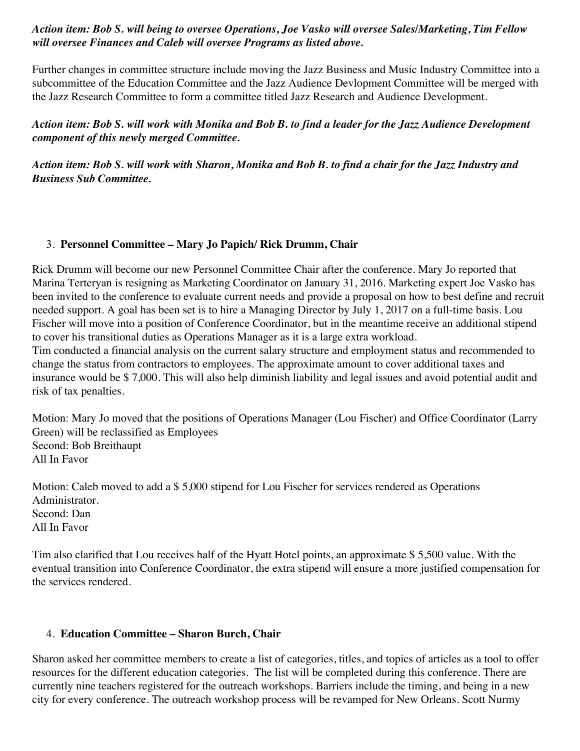***Action item: Bob S. will being to oversee Operations, Joe Vasko will oversee Sales/Marketing, Tim Fellow will oversee Finances and Caleb will oversee Programs as listed above.***

Further changes in committee structure include moving the Jazz Business and Music Industry Committee into a subcommittee of the Education Committee and the Jazz Audience Devlopment Committee will be merged with the Jazz Research Committee to form a committee titled Jazz Research and Audience Development.

***Action item: Bob S. will work with Monika and Bob B. to find a leader for the Jazz Audience Development component of this newly merged Committee.***

***Action item: Bob S. will work with Sharon, Monika and Bob B. to find a chair for the Jazz Industry and Business Sub Committee.***

3. **Personnel Committee – Mary Jo Papich/ Rick Drumm, Chair**

Rick Drumm will become our new Personnel Committee Chair after the conference. Mary Jo reported that Marina Terteryan is resigning as Marketing Coordinator on January 31, 2016. Marketing expert Joe Vasko has been invited to the conference to evaluate current needs and provide a proposal on how to best define and recruit needed support. A goal has been set is to hire a Managing Director by July 1, 2017 on a full-time basis. Lou Fischer will move into a position of Conference Coordinator, but in the meantime receive an additional stipend to cover his transitional duties as Operations Manager as it is a large extra workload.
Tim conducted a financial analysis on the current salary structure and employment status and recommended to change the status from contractors to employees. The approximate amount to cover additional taxes and insurance would be $ 7,000. This will also help diminish liability and legal issues and avoid potential audit and risk of tax penalties.

Motion: Mary Jo moved that the positions of Operations Manager (Lou Fischer) and Office Coordinator (Larry Green) will be reclassified as Employees
Second: Bob Breithaupt
All In Favor

Motion: Caleb moved to add a $ 5,000 stipend for Lou Fischer for services rendered as Operations Administrator.
Second: Dan
All In Favor

Tim also clarified that Lou receives half of the Hyatt Hotel points, an approximate $ 5,500 value. With the eventual transition into Conference Coordinator, the extra stipend will ensure a more justified compensation for the services rendered.

4. **Education Committee – Sharon Burch, Chair**

Sharon asked her committee members to create a list of categories, titles, and topics of articles as a tool to offer resources for the different education categories. The list will be completed during this conference. There are currently nine teachers registered for the outreach workshops. Barriers include the timing, and being in a new city for every conference. The outreach workshop process will be revamped for New Orleans. Scott Nurmy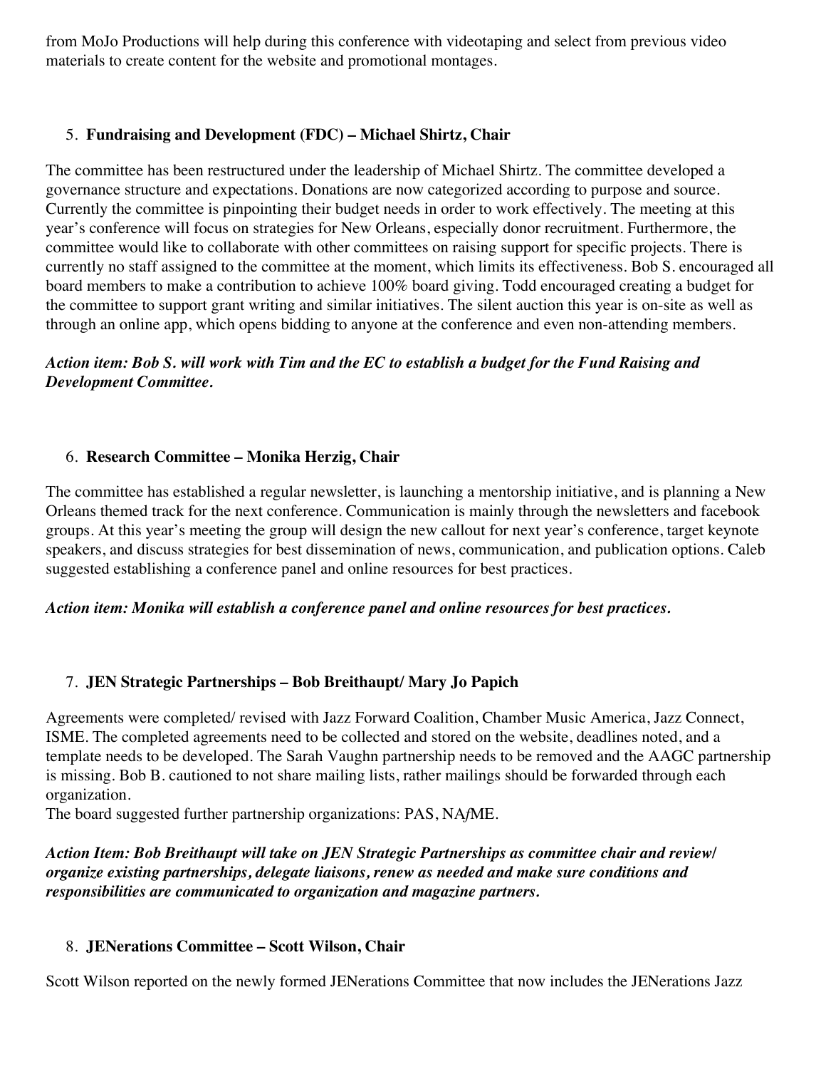from MoJo Productions will help during this conference with videotaping and select from previous video materials to create content for the website and promotional montages.

5. **Fundraising and Development (FDC) – Michael Shirtz, Chair**

The committee has been restructured under the leadership of Michael Shirtz. The committee developed a governance structure and expectations. Donations are now categorized according to purpose and source. Currently the committee is pinpointing their budget needs in order to work effectively. The meeting at this year's conference will focus on strategies for New Orleans, especially donor recruitment. Furthermore, the committee would like to collaborate with other committees on raising support for specific projects. There is currently no staff assigned to the committee at the moment, which limits its effectiveness. Bob S. encouraged all board members to make a contribution to achieve 100% board giving. Todd encouraged creating a budget for the committee to support grant writing and similar initiatives. The silent auction this year is on-site as well as through an online app, which opens bidding to anyone at the conference and even non-attending members.

***Action item: Bob S. will work with Tim and the EC to establish a budget for the Fund Raising and Development Committee.***

6. **Research Committee – Monika Herzig, Chair**

The committee has established a regular newsletter, is launching a mentorship initiative, and is planning a New Orleans themed track for the next conference. Communication is mainly through the newsletters and facebook groups. At this year's meeting the group will design the new callout for next year's conference, target keynote speakers, and discuss strategies for best dissemination of news, communication, and publication options. Caleb suggested establishing a conference panel and online resources for best practices.

***Action item: Monika will establish a conference panel and online resources for best practices.***

7. **JEN Strategic Partnerships – Bob Breithaupt/ Mary Jo Papich**

Agreements were completed/ revised with Jazz Forward Coalition, Chamber Music America, Jazz Connect, ISME. The completed agreements need to be collected and stored on the website, deadlines noted, and a template needs to be developed. The Sarah Vaughn partnership needs to be removed and the AAGC partnership is missing. Bob B. cautioned to not share mailing lists, rather mailings should be forwarded through each organization.
The board suggested further partnership organizations: PAS, NA*f*ME.

***Action Item: Bob Breithaupt will take on JEN Strategic Partnerships as committee chair and review/ organize existing partnerships, delegate liaisons, renew as needed and make sure conditions and responsibilities are communicated to organization and magazine partners.***

8. **JENerations Committee – Scott Wilson, Chair**

Scott Wilson reported on the newly formed JENerations Committee that now includes the JENerations Jazz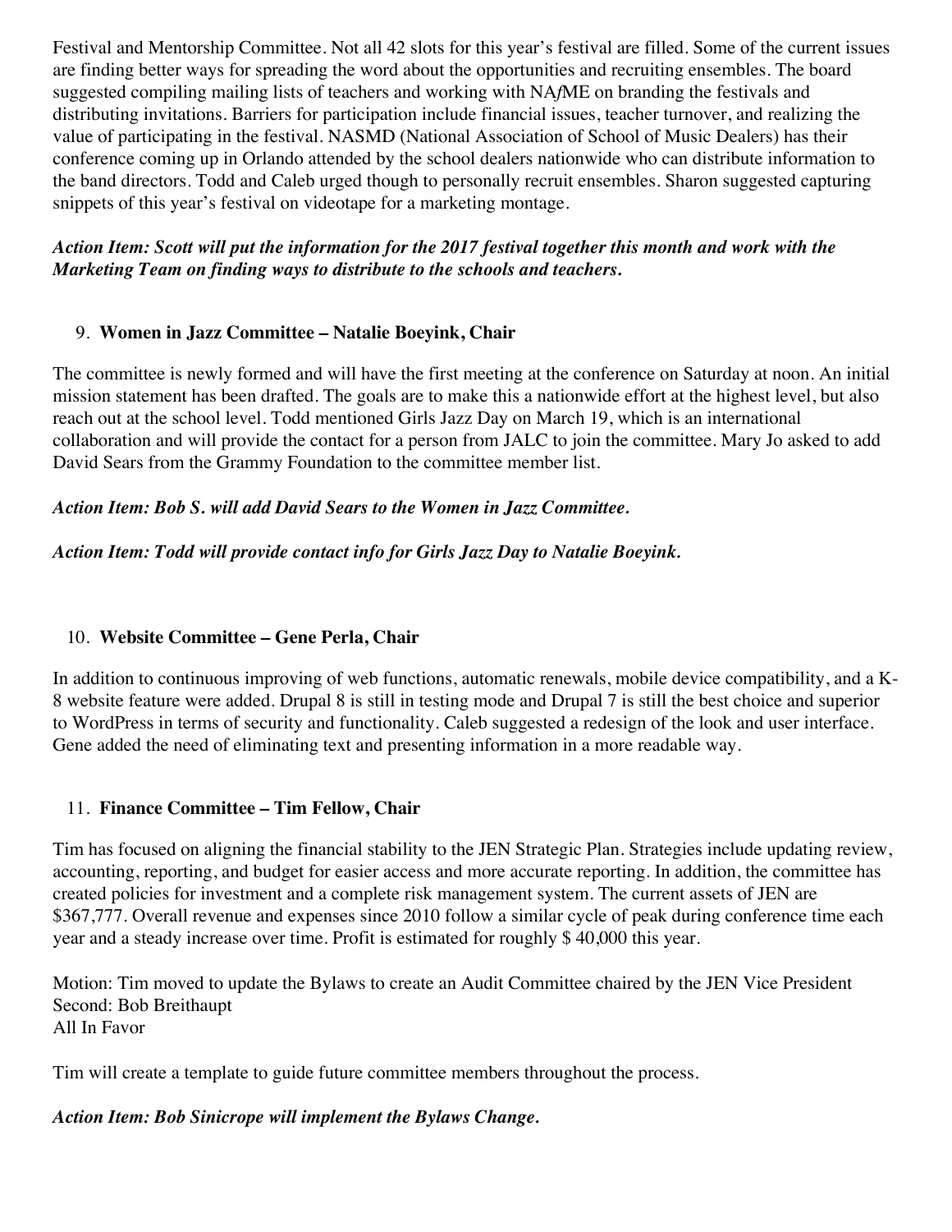Festival and Mentorship Committee. Not all 42 slots for this year's festival are filled. Some of the current issues are finding better ways for spreading the word about the opportunities and recruiting ensembles. The board suggested compiling mailing lists of teachers and working with NA*f*ME on branding the festivals and distributing invitations. Barriers for participation include financial issues, teacher turnover, and realizing the value of participating in the festival. NASMD (National Association of School of Music Dealers) has their conference coming up in Orlando attended by the school dealers nationwide who can distribute information to the band directors. Todd and Caleb urged though to personally recruit ensembles. Sharon suggested capturing snippets of this year's festival on videotape for a marketing montage.

***Action Item: Scott will put the information for the 2017 festival together this month and work with the Marketing Team on finding ways to distribute to the schools and teachers.***

9. **Women in Jazz Committee – Natalie Boeyink, Chair**

The committee is newly formed and will have the first meeting at the conference on Saturday at noon. An initial mission statement has been drafted. The goals are to make this a nationwide effort at the highest level, but also reach out at the school level. Todd mentioned Girls Jazz Day on March 19, which is an international collaboration and will provide the contact for a person from JALC to join the committee. Mary Jo asked to add David Sears from the Grammy Foundation to the committee member list.

***Action Item: Bob S. will add David Sears to the Women in Jazz Committee.***

***Action Item: Todd will provide contact info for Girls Jazz Day to Natalie Boeyink.***

10. **Website Committee – Gene Perla, Chair**

In addition to continuous improving of web functions, automatic renewals, mobile device compatibility, and a K-8 website feature were added. Drupal 8 is still in testing mode and Drupal 7 is still the best choice and superior to WordPress in terms of security and functionality. Caleb suggested a redesign of the look and user interface. Gene added the need of eliminating text and presenting information in a more readable way.

11. **Finance Committee – Tim Fellow, Chair**

Tim has focused on aligning the financial stability to the JEN Strategic Plan. Strategies include updating review, accounting, reporting, and budget for easier access and more accurate reporting. In addition, the committee has created policies for investment and a complete risk management system. The current assets of JEN are $367,777. Overall revenue and expenses since 2010 follow a similar cycle of peak during conference time each year and a steady increase over time. Profit is estimated for roughly $ 40,000 this year.

Motion: Tim moved to update the Bylaws to create an Audit Committee chaired by the JEN Vice President
Second: Bob Breithaupt
All In Favor

Tim will create a template to guide future committee members throughout the process.

***Action Item: Bob Sinicrope will implement the Bylaws Change.***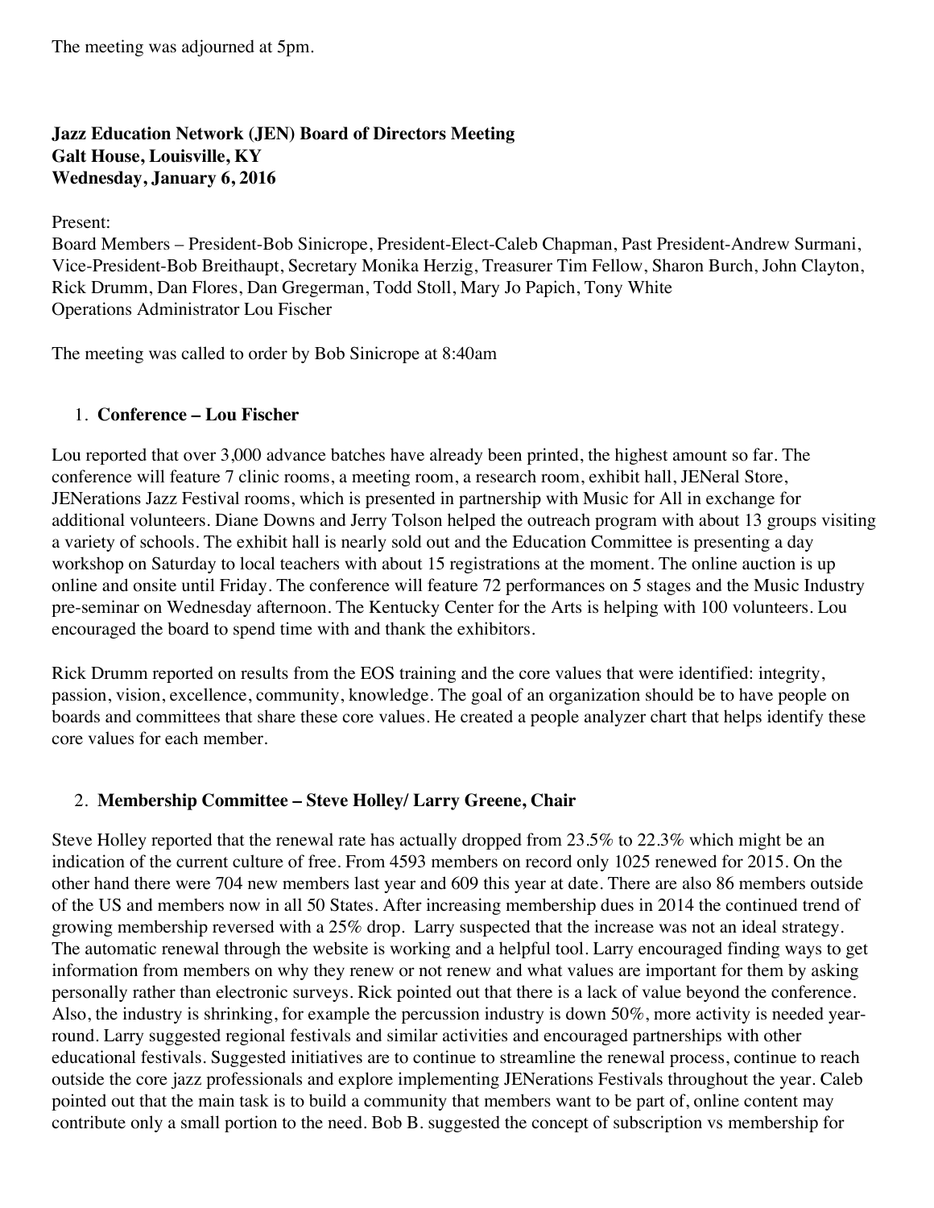The meeting was adjourned at 5pm.

**Jazz Education Network (JEN) Board of Directors Meeting**
**Galt House, Louisville, KY**
**Wednesday, January 6, 2016**

Present:
Board Members – President-Bob Sinicrope, President-Elect-Caleb Chapman, Past President-Andrew Surmani, Vice-President-Bob Breithaupt, Secretary Monika Herzig, Treasurer Tim Fellow, Sharon Burch, John Clayton, Rick Drumm, Dan Flores, Dan Gregerman, Todd Stoll, Mary Jo Papich, Tony White
Operations Administrator Lou Fischer

The meeting was called to order by Bob Sinicrope at 8:40am

1. **Conference – Lou Fischer**

Lou reported that over 3,000 advance batches have already been printed, the highest amount so far. The conference will feature 7 clinic rooms, a meeting room, a research room, exhibit hall, JENeral Store, JENerations Jazz Festival rooms, which is presented in partnership with Music for All in exchange for additional volunteers. Diane Downs and Jerry Tolson helped the outreach program with about 13 groups visiting a variety of schools. The exhibit hall is nearly sold out and the Education Committee is presenting a day workshop on Saturday to local teachers with about 15 registrations at the moment. The online auction is up online and onsite until Friday. The conference will feature 72 performances on 5 stages and the Music Industry pre-seminar on Wednesday afternoon. The Kentucky Center for the Arts is helping with 100 volunteers. Lou encouraged the board to spend time with and thank the exhibitors.

Rick Drumm reported on results from the EOS training and the core values that were identified: integrity, passion, vision, excellence, community, knowledge. The goal of an organization should be to have people on boards and committees that share these core values. He created a people analyzer chart that helps identify these core values for each member.

2. **Membership Committee – Steve Holley/ Larry Greene, Chair**

Steve Holley reported that the renewal rate has actually dropped from 23.5% to 22.3% which might be an indication of the current culture of free. From 4593 members on record only 1025 renewed for 2015. On the other hand there were 704 new members last year and 609 this year at date. There are also 86 members outside of the US and members now in all 50 States. After increasing membership dues in 2014 the continued trend of growing membership reversed with a 25% drop. Larry suspected that the increase was not an ideal strategy. The automatic renewal through the website is working and a helpful tool. Larry encouraged finding ways to get information from members on why they renew or not renew and what values are important for them by asking personally rather than electronic surveys. Rick pointed out that there is a lack of value beyond the conference. Also, the industry is shrinking, for example the percussion industry is down 50%, more activity is needed year-round. Larry suggested regional festivals and similar activities and encouraged partnerships with other educational festivals. Suggested initiatives are to continue to streamline the renewal process, continue to reach outside the core jazz professionals and explore implementing JENerations Festivals throughout the year. Caleb pointed out that the main task is to build a community that members want to be part of, online content may contribute only a small portion to the need. Bob B. suggested the concept of subscription vs membership for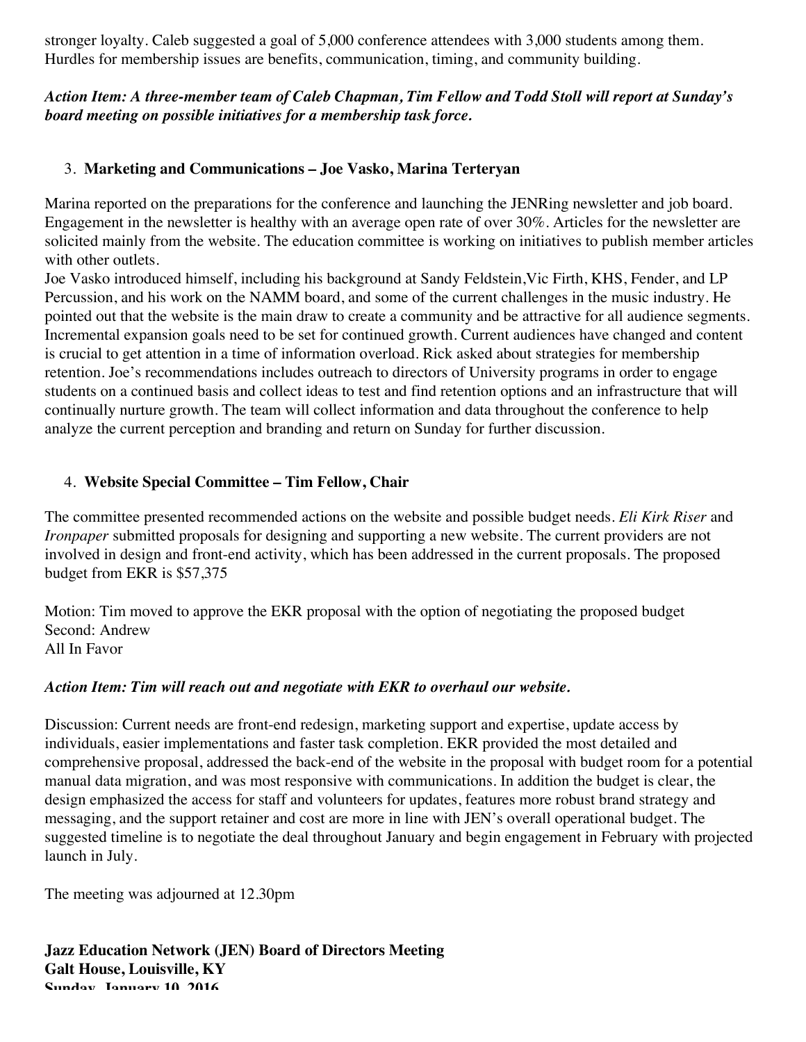stronger loyalty. Caleb suggested a goal of 5,000 conference attendees with 3,000 students among them. Hurdles for membership issues are benefits, communication, timing, and community building.

***Action Item: A three-member team of Caleb Chapman, Tim Fellow and Todd Stoll will report at Sunday's board meeting on possible initiatives for a membership task force.***

3. **Marketing and Communications – Joe Vasko, Marina Terteryan**

Marina reported on the preparations for the conference and launching the JENRing newsletter and job board. Engagement in the newsletter is healthy with an average open rate of over 30%. Articles for the newsletter are solicited mainly from the website. The education committee is working on initiatives to publish member articles with other outlets.

Joe Vasko introduced himself, including his background at Sandy Feldstein,Vic Firth, KHS, Fender, and LP Percussion, and his work on the NAMM board, and some of the current challenges in the music industry. He pointed out that the website is the main draw to create a community and be attractive for all audience segments. Incremental expansion goals need to be set for continued growth. Current audiences have changed and content is crucial to get attention in a time of information overload. Rick asked about strategies for membership retention. Joe's recommendations includes outreach to directors of University programs in order to engage students on a continued basis and collect ideas to test and find retention options and an infrastructure that will continually nurture growth. The team will collect information and data throughout the conference to help analyze the current perception and branding and return on Sunday for further discussion.

4. **Website Special Committee – Tim Fellow, Chair**

The committee presented recommended actions on the website and possible budget needs. *Eli Kirk Riser* and *Ironpaper* submitted proposals for designing and supporting a new website. The current providers are not involved in design and front-end activity, which has been addressed in the current proposals. The proposed budget from EKR is $57,375

Motion: Tim moved to approve the EKR proposal with the option of negotiating the proposed budget
Second: Andrew
All In Favor

***Action Item: Tim will reach out and negotiate with EKR to overhaul our website.***

Discussion: Current needs are front-end redesign, marketing support and expertise, update access by individuals, easier implementations and faster task completion. EKR provided the most detailed and comprehensive proposal, addressed the back-end of the website in the proposal with budget room for a potential manual data migration, and was most responsive with communications. In addition the budget is clear, the design emphasized the access for staff and volunteers for updates, features more robust brand strategy and messaging, and the support retainer and cost are more in line with JEN's overall operational budget. The suggested timeline is to negotiate the deal throughout January and begin engagement in February with projected launch in July.

The meeting was adjourned at 12.30pm

**Jazz Education Network (JEN) Board of Directors Meeting**
**Galt House, Louisville, KY**
**Sunday, January 10, 2016**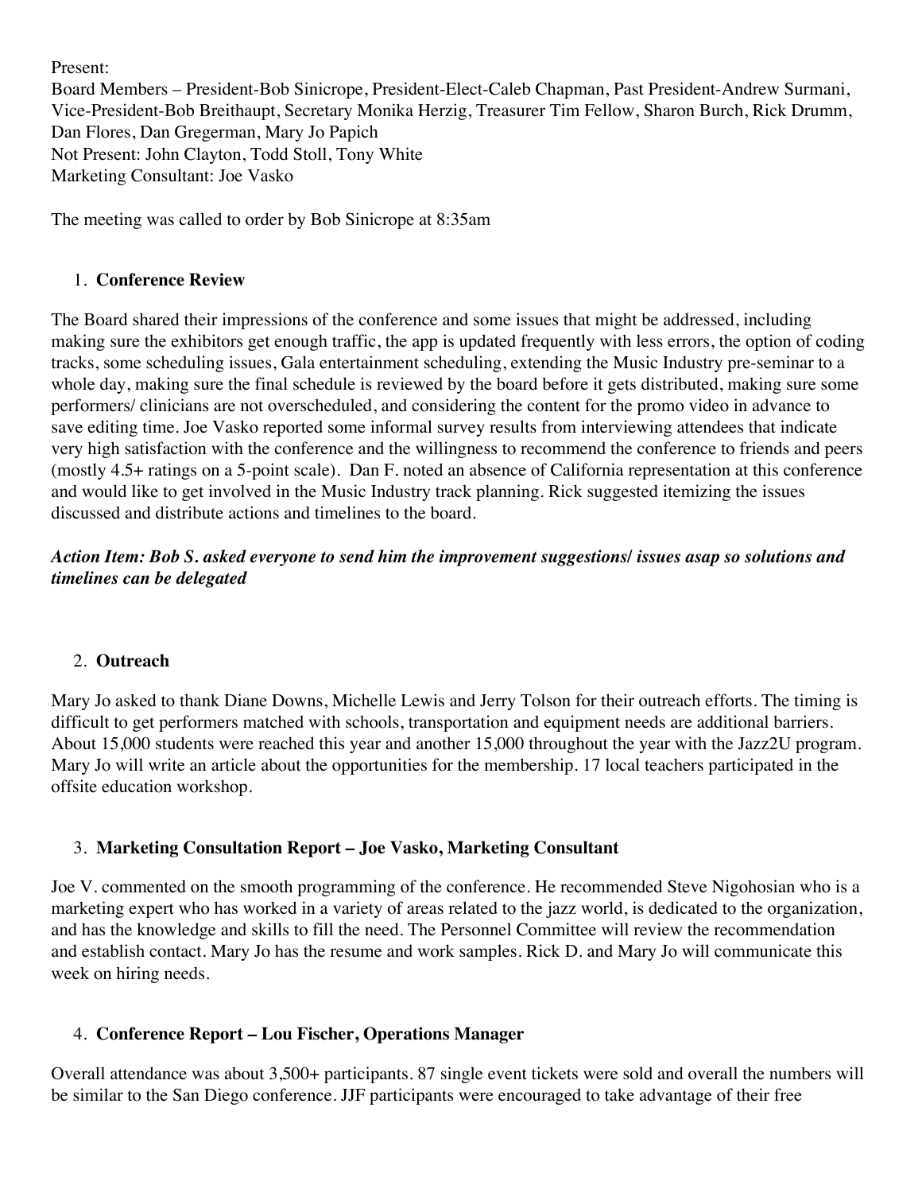Present:
Board Members – President-Bob Sinicrope, President-Elect-Caleb Chapman, Past President-Andrew Surmani, Vice-President-Bob Breithaupt, Secretary Monika Herzig, Treasurer Tim Fellow, Sharon Burch, Rick Drumm, Dan Flores, Dan Gregerman, Mary Jo Papich
Not Present: John Clayton, Todd Stoll, Tony White
Marketing Consultant: Joe Vasko

The meeting was called to order by Bob Sinicrope at 8:35am

1. **Conference Review**

The Board shared their impressions of the conference and some issues that might be addressed, including making sure the exhibitors get enough traffic, the app is updated frequently with less errors, the option of coding tracks, some scheduling issues, Gala entertainment scheduling, extending the Music Industry pre-seminar to a whole day, making sure the final schedule is reviewed by the board before it gets distributed, making sure some performers/ clinicians are not overscheduled, and considering the content for the promo video in advance to save editing time. Joe Vasko reported some informal survey results from interviewing attendees that indicate very high satisfaction with the conference and the willingness to recommend the conference to friends and peers (mostly 4.5+ ratings on a 5-point scale). Dan F. noted an absence of California representation at this conference and would like to get involved in the Music Industry track planning. Rick suggested itemizing the issues discussed and distribute actions and timelines to the board.

***Action Item: Bob S. asked everyone to send him the improvement suggestions/ issues asap so solutions and timelines can be delegated***

2. **Outreach**

Mary Jo asked to thank Diane Downs, Michelle Lewis and Jerry Tolson for their outreach efforts. The timing is difficult to get performers matched with schools, transportation and equipment needs are additional barriers. About 15,000 students were reached this year and another 15,000 throughout the year with the Jazz2U program. Mary Jo will write an article about the opportunities for the membership. 17 local teachers participated in the offsite education workshop.

3. **Marketing Consultation Report – Joe Vasko, Marketing Consultant**

Joe V. commented on the smooth programming of the conference. He recommended Steve Nigohosian who is a marketing expert who has worked in a variety of areas related to the jazz world, is dedicated to the organization, and has the knowledge and skills to fill the need. The Personnel Committee will review the recommendation and establish contact. Mary Jo has the resume and work samples. Rick D. and Mary Jo will communicate this week on hiring needs.

4. **Conference Report – Lou Fischer, Operations Manager**

Overall attendance was about 3,500+ participants. 87 single event tickets were sold and overall the numbers will be similar to the San Diego conference. JJF participants were encouraged to take advantage of their free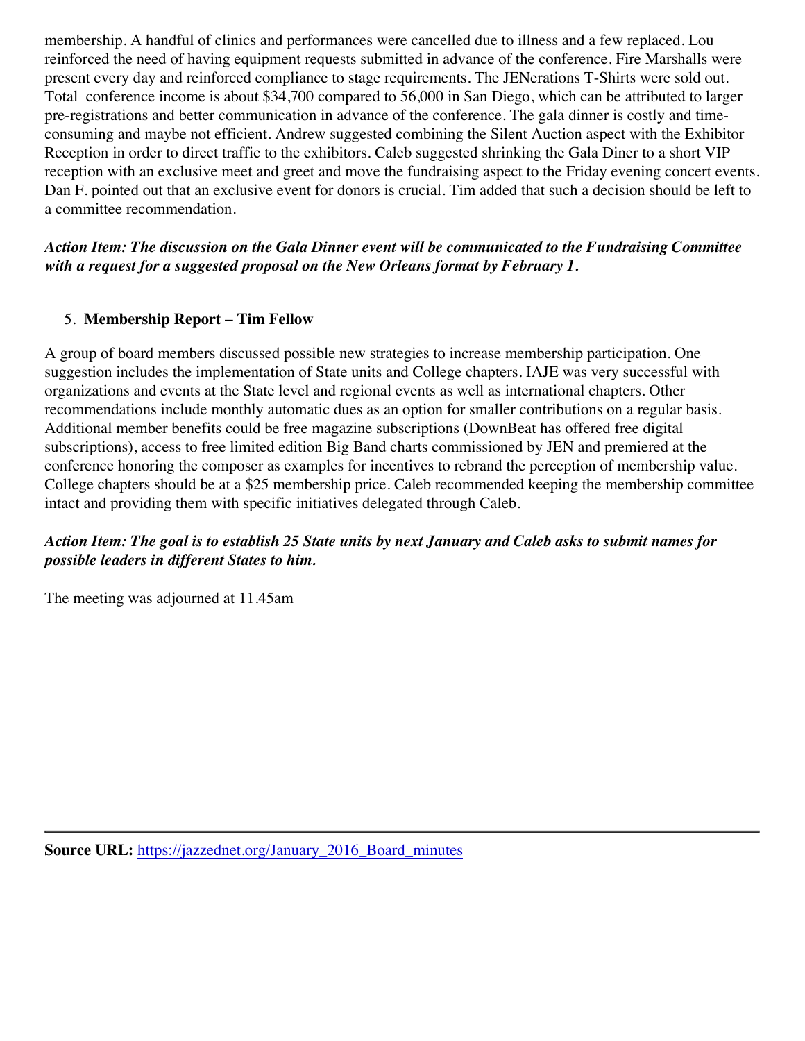membership. A handful of clinics and performances were cancelled due to illness and a few replaced. Lou reinforced the need of having equipment requests submitted in advance of the conference. Fire Marshalls were present every day and reinforced compliance to stage requirements. The JENerations T-Shirts were sold out. Total conference income is about $34,700 compared to 56,000 in San Diego, which can be attributed to larger pre-registrations and better communication in advance of the conference. The gala dinner is costly and time-consuming and maybe not efficient. Andrew suggested combining the Silent Auction aspect with the Exhibitor Reception in order to direct traffic to the exhibitors. Caleb suggested shrinking the Gala Diner to a short VIP reception with an exclusive meet and greet and move the fundraising aspect to the Friday evening concert events. Dan F. pointed out that an exclusive event for donors is crucial. Tim added that such a decision should be left to a committee recommendation.

***Action Item: The discussion on the Gala Dinner event will be communicated to the Fundraising Committee with a request for a suggested proposal on the New Orleans format by February 1.***

5. **Membership Report – Tim Fellow**

A group of board members discussed possible new strategies to increase membership participation. One suggestion includes the implementation of State units and College chapters. IAJE was very successful with organizations and events at the State level and regional events as well as international chapters. Other recommendations include monthly automatic dues as an option for smaller contributions on a regular basis. Additional member benefits could be free magazine subscriptions (DownBeat has offered free digital subscriptions), access to free limited edition Big Band charts commissioned by JEN and premiered at the conference honoring the composer as examples for incentives to rebrand the perception of membership value. College chapters should be at a $25 membership price. Caleb recommended keeping the membership committee intact and providing them with specific initiatives delegated through Caleb.

***Action Item: The goal is to establish 25 State units by next January and Caleb asks to submit names for possible leaders in different States to him.***

The meeting was adjourned at 11.45am

---

**Source URL:** https://jazzednet.org/January_2016_Board_minutes